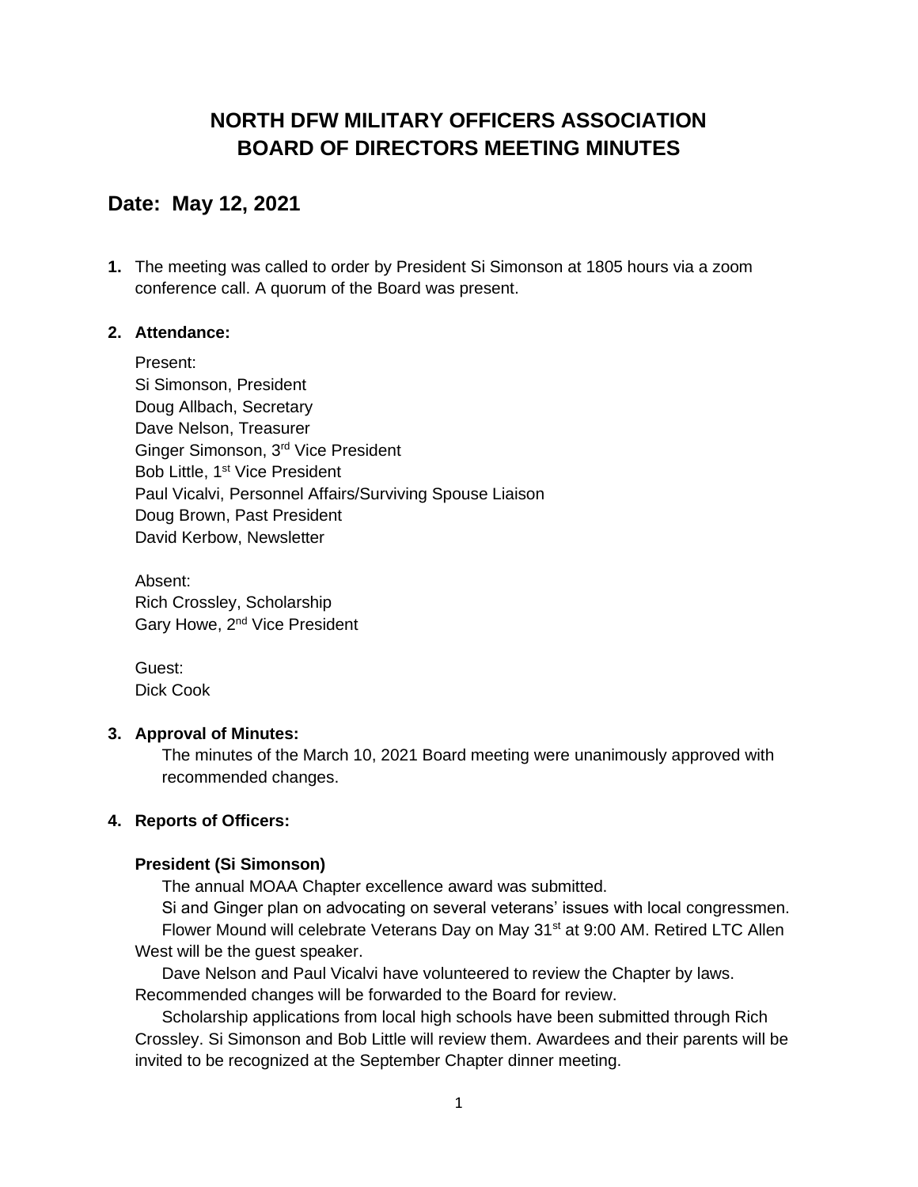# NORTH DFW MILITARY OFFICERS ASSOCIATION
# BOARD OF DIRECTORS MEETING MINUTES

## Date: May 12, 2021

1. The meeting was called to order by President Si Simonson at 1805 hours via a zoom conference call. A quorum of the Board was present.

2. **Attendance:**

   Present:
   Si Simonson, President
   Doug Allbach, Secretary
   Dave Nelson, Treasurer
   Ginger Simonson, 3rd Vice President
   Bob Little, 1st Vice President
   Paul Vicalvi, Personnel Affairs/Surviving Spouse Liaison
   Doug Brown, Past President
   David Kerbow, Newsletter

   Absent:
   Rich Crossley, Scholarship
   Gary Howe, 2nd Vice President

   Guest:
   Dick Cook

3. **Approval of Minutes:**

   The minutes of the March 10, 2021 Board meeting were unanimously approved with recommended changes.

4. **Reports of Officers:**

   **President (Si Simonson)**

   The annual MOAA Chapter excellence award was submitted.

   Si and Ginger plan on advocating on several veterans' issues with local congressmen.

   Flower Mound will celebrate Veterans Day on May 31st at 9:00 AM. Retired LTC Allen West will be the guest speaker.

   Dave Nelson and Paul Vicalvi have volunteered to review the Chapter by laws. Recommended changes will be forwarded to the Board for review.

   Scholarship applications from local high schools have been submitted through Rich Crossley. Si Simonson and Bob Little will review them. Awardees and their parents will be invited to be recognized at the September Chapter dinner meeting.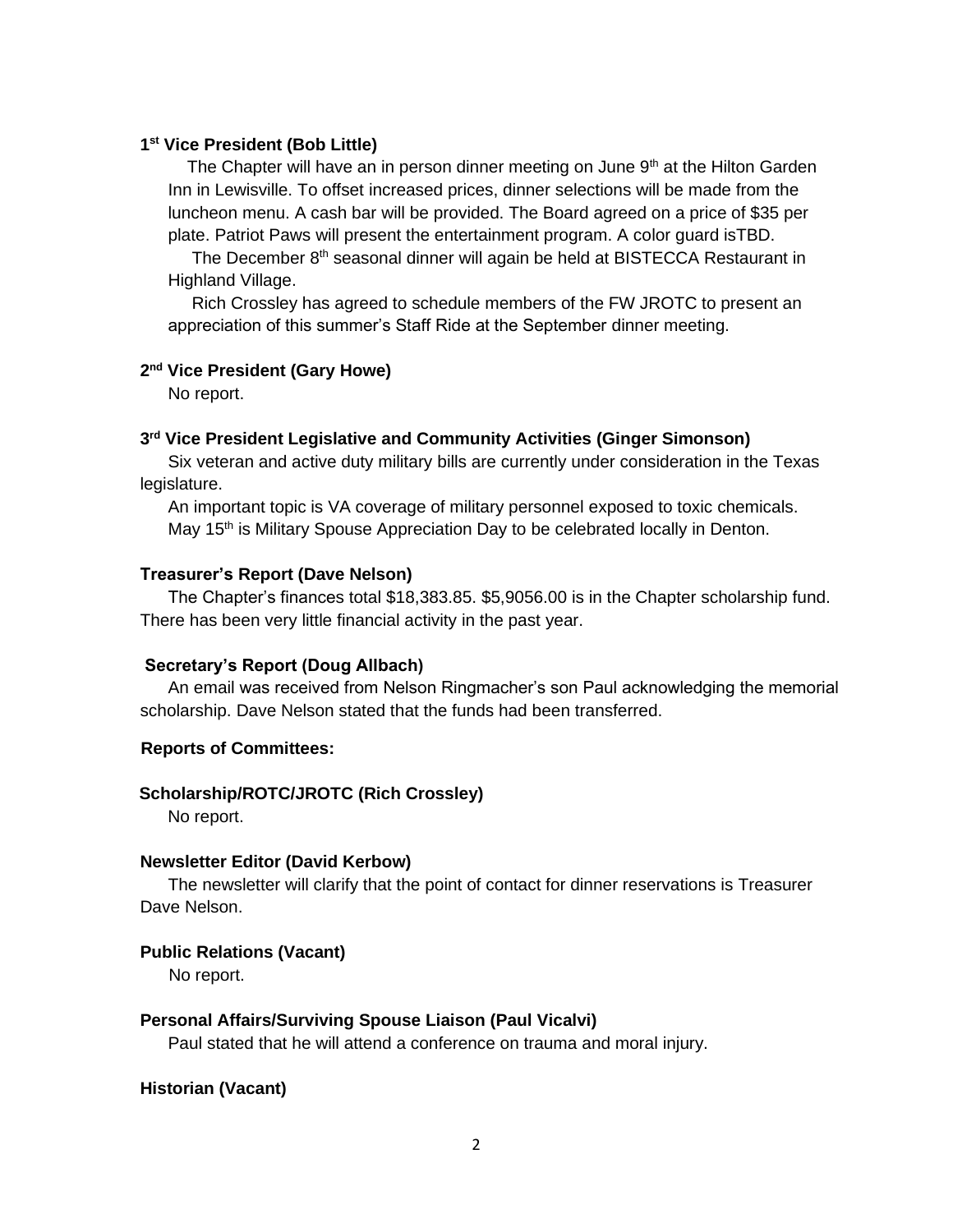**1st Vice President (Bob Little)**

The Chapter will have an in person dinner meeting on June 9th at the Hilton Garden Inn in Lewisville. To offset increased prices, dinner selections will be made from the luncheon menu. A cash bar will be provided. The Board agreed on a price of $35 per plate. Patriot Paws will present the entertainment program. A color guard isTBD.

The December 8th seasonal dinner will again be held at BISTECCA Restaurant in Highland Village.

Rich Crossley has agreed to schedule members of the FW JROTC to present an appreciation of this summer's Staff Ride at the September dinner meeting.

**2nd Vice President (Gary Howe)**

No report.

**3rd Vice President Legislative and Community Activities (Ginger Simonson)**

Six veteran and active duty military bills are currently under consideration in the Texas legislature.

An important topic is VA coverage of military personnel exposed to toxic chemicals.

May 15th is Military Spouse Appreciation Day to be celebrated locally in Denton.

**Treasurer's Report (Dave Nelson)**

The Chapter's finances total $18,383.85. $5,9056.00 is in the Chapter scholarship fund. There has been very little financial activity in the past year.

**Secretary's Report (Doug Allbach)**

An email was received from Nelson Ringmacher's son Paul acknowledging the memorial scholarship. Dave Nelson stated that the funds had been transferred.

**Reports of Committees:**

**Scholarship/ROTC/JROTC (Rich Crossley)**

No report.

**Newsletter Editor (David Kerbow)**

The newsletter will clarify that the point of contact for dinner reservations is Treasurer Dave Nelson.

**Public Relations (Vacant)**

No report.

**Personal Affairs/Surviving Spouse Liaison (Paul Vicalvi)**

Paul stated that he will attend a conference on trauma and moral injury.

**Historian (Vacant)**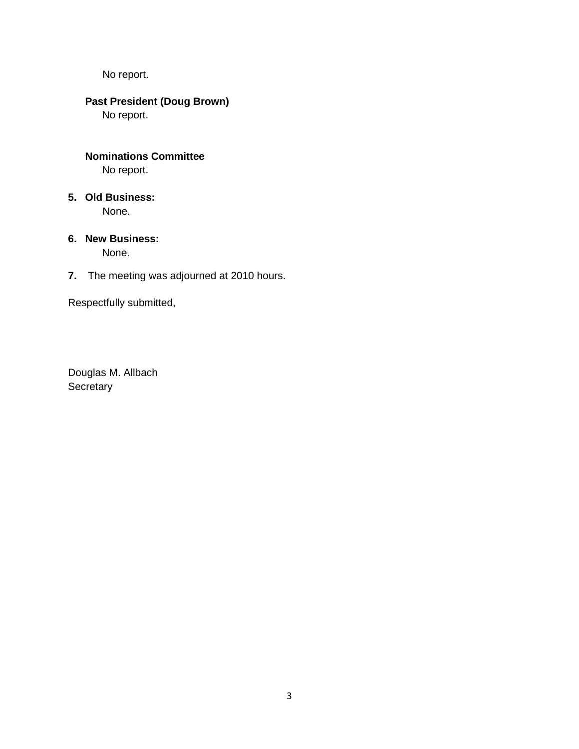No report.

**Past President (Doug Brown)**
No report.

**Nominations Committee**
No report.

**5. Old Business:**
None.

**6. New Business:**
None.

**7.** The meeting was adjourned at 2010 hours.

Respectfully submitted,

Douglas M. Allbach
Secretary